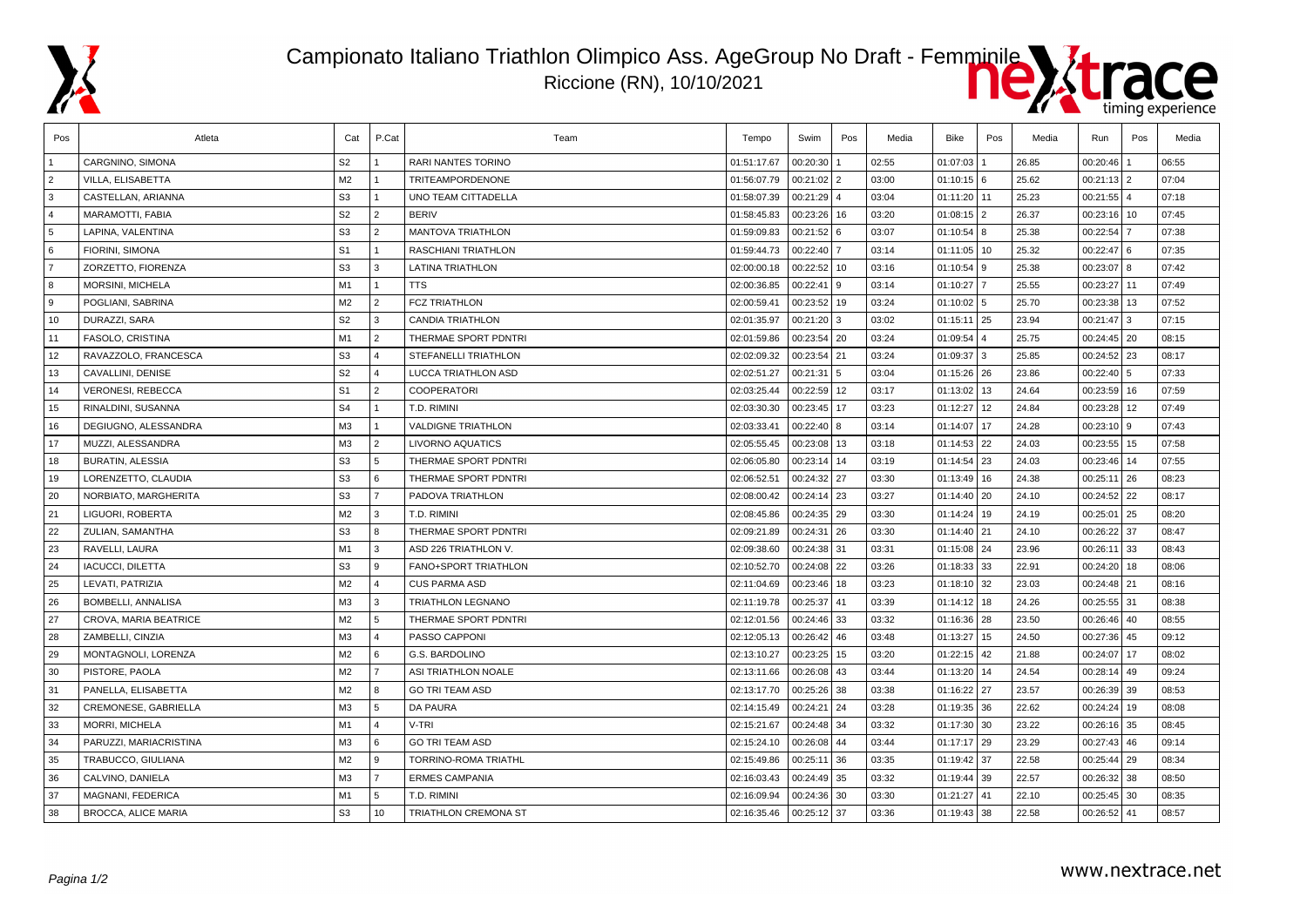# Campionato Italiano Triathlon Olimpico Ass. AgeGroup No Draft - Femminile

Riccione (RN), 10/10/2021

| Pos | Atleta | Cat | P.Cat | Team | Tempo | Swim | Pos | Media | Bike | Pos | Media | Run | Pos | Media |
|---|---|---|---|---|---|---|---|---|---|---|---|---|---|---|
| 1 | CARGNINO, SIMONA | S2 | 1 | RARI NANTES TORINO | 01:51:17.67 | 00:20:30 | 1 | 02:55 | 01:07:03 | 1 | 26.85 | 00:20:46 | 1 | 06:55 |
| 2 | VILLA, ELISABETTA | M2 | 1 | TRITEAMPORDENONE | 01:56:07.79 | 00:21:02 | 2 | 03:00 | 01:10:15 | 6 | 25.62 | 00:21:13 | 2 | 07:04 |
| 3 | CASTELLAN, ARIANNA | S3 | 1 | UNO TEAM CITTADELLA | 01:58:07.39 | 00:21:29 | 4 | 03:04 | 01:11:20 | 11 | 25.23 | 00:21:55 | 4 | 07:18 |
| 4 | MARAMOTTI, FABIA | S2 | 2 | BERIV | 01:58:45.83 | 00:23:26 | 16 | 03:20 | 01:08:15 | 2 | 26.37 | 00:23:16 | 10 | 07:45 |
| 5 | LAPINA, VALENTINA | S3 | 2 | MANTOVA TRIATHLON | 01:59:09.83 | 00:21:52 | 6 | 03:07 | 01:10:54 | 8 | 25.38 | 00:22:54 | 7 | 07:38 |
| 6 | FIORINI, SIMONA | S1 | 1 | RASCHIANI TRIATHLON | 01:59:44.73 | 00:22:40 | 7 | 03:14 | 01:11:05 | 10 | 25.32 | 00:22:47 | 6 | 07:35 |
| 7 | ZORZETTO, FIORENZA | S3 | 3 | LATINA TRIATHLON | 02:00:00.18 | 00:22:52 | 10 | 03:16 | 01:10:54 | 9 | 25.38 | 00:23:07 | 8 | 07:42 |
| 8 | MORSINI, MICHELA | M1 | 1 | TTS | 02:00:36.85 | 00:22:41 | 9 | 03:14 | 01:10:27 | 7 | 25.55 | 00:23:27 | 11 | 07:49 |
| 9 | POGLIANI, SABRINA | M2 | 2 | FCZ TRIATHLON | 02:00:59.41 | 00:23:52 | 19 | 03:24 | 01:10:02 | 5 | 25.70 | 00:23:38 | 13 | 07:52 |
| 10 | DURAZZI, SARA | S2 | 3 | CANDIA TRIATHLON | 02:01:35.97 | 00:21:20 | 3 | 03:02 | 01:15:11 | 25 | 23.94 | 00:21:47 | 3 | 07:15 |
| 11 | FASOLO, CRISTINA | M1 | 2 | THERMAE SPORT PDNTRI | 02:01:59.86 | 00:23:54 | 20 | 03:24 | 01:09:54 | 4 | 25.75 | 00:24:45 | 20 | 08:15 |
| 12 | RAVAZZOLO, FRANCESCA | S3 | 4 | STEFANELLI TRIATHLON | 02:02:09.32 | 00:23:54 | 21 | 03:24 | 01:09:37 | 3 | 25.85 | 00:24:52 | 23 | 08:17 |
| 13 | CAVALLINI, DENISE | S2 | 4 | LUCCA TRIATHLON ASD | 02:02:51.27 | 00:21:31 | 5 | 03:04 | 01:15:26 | 26 | 23.86 | 00:22:40 | 5 | 07:33 |
| 14 | VERONESI, REBECCA | S1 | 2 | COOPERATORI | 02:03:25.44 | 00:22:59 | 12 | 03:17 | 01:13:02 | 13 | 24.64 | 00:23:59 | 16 | 07:59 |
| 15 | RINALDINI, SUSANNA | S4 | 1 | T.D. RIMINI | 02:03:30.30 | 00:23:45 | 17 | 03:23 | 01:12:27 | 12 | 24.84 | 00:23:28 | 12 | 07:49 |
| 16 | DEGIUGNO, ALESSANDRA | M3 | 1 | VALDIGNE TRIATHLON | 02:03:33.41 | 00:22:40 | 8 | 03:14 | 01:14:07 | 17 | 24.28 | 00:23:10 | 9 | 07:43 |
| 17 | MUZZI, ALESSANDRA | M3 | 2 | LIVORNO AQUATICS | 02:05:55.45 | 00:23:08 | 13 | 03:18 | 01:14:53 | 22 | 24.03 | 00:23:55 | 15 | 07:58 |
| 18 | BURATIN, ALESSIA | S3 | 5 | THERMAE SPORT PDNTRI | 02:06:05.80 | 00:23:14 | 14 | 03:19 | 01:14:54 | 23 | 24.03 | 00:23:46 | 14 | 07:55 |
| 19 | LORENZETTO, CLAUDIA | S3 | 6 | THERMAE SPORT PDNTRI | 02:06:52.51 | 00:24:32 | 27 | 03:30 | 01:13:49 | 16 | 24.38 | 00:25:11 | 26 | 08:23 |
| 20 | NORBIATO, MARGHERITA | S3 | 7 | PADOVA TRIATHLON | 02:08:00.42 | 00:24:14 | 23 | 03:27 | 01:14:40 | 20 | 24.10 | 00:24:52 | 22 | 08:17 |
| 21 | LIGUORI, ROBERTA | M2 | 3 | T.D. RIMINI | 02:08:45.86 | 00:24:35 | 29 | 03:30 | 01:14:24 | 19 | 24.19 | 00:25:01 | 25 | 08:20 |
| 22 | ZULIAN, SAMANTHA | S3 | 8 | THERMAE SPORT PDNTRI | 02:09:21.89 | 00:24:31 | 26 | 03:30 | 01:14:40 | 21 | 24.10 | 00:26:22 | 37 | 08:47 |
| 23 | RAVELLI, LAURA | M1 | 3 | ASD 226 TRIATHLON V. | 02:09:38.60 | 00:24:38 | 31 | 03:31 | 01:15:08 | 24 | 23.96 | 00:26:11 | 33 | 08:43 |
| 24 | IACUCCI, DILETTA | S3 | 9 | FANO+SPORT TRIATHLON | 02:10:52.70 | 00:24:08 | 22 | 03:26 | 01:18:33 | 33 | 22.91 | 00:24:20 | 18 | 08:06 |
| 25 | LEVATI, PATRIZIA | M2 | 4 | CUS PARMA ASD | 02:11:04.69 | 00:23:46 | 18 | 03:23 | 01:18:10 | 32 | 23.03 | 00:24:48 | 21 | 08:16 |
| 26 | BOMBELLI, ANNALISA | M3 | 3 | TRIATHLON LEGNANO | 02:11:19.78 | 00:25:37 | 41 | 03:39 | 01:14:12 | 18 | 24.26 | 00:25:55 | 31 | 08:38 |
| 27 | CROVA, MARIA BEATRICE | M2 | 5 | THERMAE SPORT PDNTRI | 02:12:01.56 | 00:24:46 | 33 | 03:32 | 01:16:36 | 28 | 23.50 | 00:26:46 | 40 | 08:55 |
| 28 | ZAMBELLI, CINZIA | M3 | 4 | PASSO CAPPONI | 02:12:05.13 | 00:26:42 | 46 | 03:48 | 01:13:27 | 15 | 24.50 | 00:27:36 | 45 | 09:12 |
| 29 | MONTAGNOLI, LORENZA | M2 | 6 | G.S. BARDOLINO | 02:13:10.27 | 00:23:25 | 15 | 03:20 | 01:22:15 | 42 | 21.88 | 00:24:07 | 17 | 08:02 |
| 30 | PISTORE, PAOLA | M2 | 7 | ASI TRIATHLON NOALE | 02:13:11.66 | 00:26:08 | 43 | 03:44 | 01:13:20 | 14 | 24.54 | 00:28:14 | 49 | 09:24 |
| 31 | PANELLA, ELISABETTA | M2 | 8 | GO TRI TEAM ASD | 02:13:17.70 | 00:25:26 | 38 | 03:38 | 01:16:22 | 27 | 23.57 | 00:26:39 | 39 | 08:53 |
| 32 | CREMONESE, GABRIELLA | M3 | 5 | DA PAURA | 02:14:15.49 | 00:24:21 | 24 | 03:28 | 01:19:35 | 36 | 22.62 | 00:24:24 | 19 | 08:08 |
| 33 | MORRI, MICHELA | M1 | 4 | V-TRI | 02:15:21.67 | 00:24:48 | 34 | 03:32 | 01:17:30 | 30 | 23.22 | 00:26:16 | 35 | 08:45 |
| 34 | PARUZZI, MARIACRISTINA | M3 | 6 | GO TRI TEAM ASD | 02:15:24.10 | 00:26:08 | 44 | 03:44 | 01:17:17 | 29 | 23.29 | 00:27:43 | 46 | 09:14 |
| 35 | TRABUCCO, GIULIANA | M2 | 9 | TORRINO-ROMA TRIATHL | 02:15:49.86 | 00:25:11 | 36 | 03:35 | 01:19:42 | 37 | 22.58 | 00:25:44 | 29 | 08:34 |
| 36 | CALVINO, DANIELA | M3 | 7 | ERMES CAMPANIA | 02:16:03.43 | 00:24:49 | 35 | 03:32 | 01:19:44 | 39 | 22.57 | 00:26:32 | 38 | 08:50 |
| 37 | MAGNANI, FEDERICA | M1 | 5 | T.D. RIMINI | 02:16:09.94 | 00:24:36 | 30 | 03:30 | 01:21:27 | 41 | 22.10 | 00:25:45 | 30 | 08:35 |
| 38 | BROCCA, ALICE MARIA | S3 | 10 | TRIATHLON CREMONA ST | 02:16:35.46 | 00:25:12 | 37 | 03:36 | 01:19:43 | 38 | 22.58 | 00:26:52 | 41 | 08:57 |

www.nextrace.net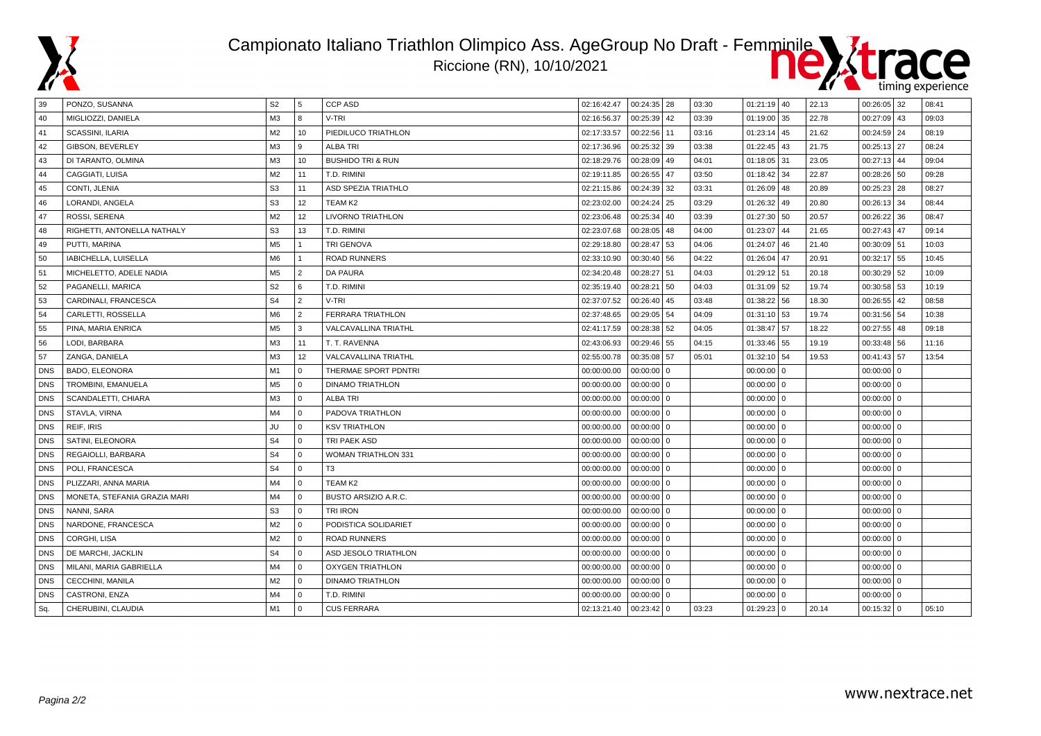# Campionato Italiano Triathlon Olimpico Ass. AgeGroup No Draft - Femminile

Riccione (RN), 10/10/2021

| | | | | | | | | | | | | | | |
|---|---|---|---|---|---|---|---|---|---|---|---|---|---|---|
| 39 | PONZO, SUSANNA | S2 | 5 | CCP ASD | 02:16:42.47 | 00:24:35 | 28 | 03:30 | 01:21:19 | 40 | 22.13 | 00:26:05 | 32 | 08:41 |
| 40 | MIGLIOZZI, DANIELA | M3 | 8 | V-TRI | 02:16:56.37 | 00:25:39 | 42 | 03:39 | 01:19:00 | 35 | 22.78 | 00:27:09 | 43 | 09:03 |
| 41 | SCASSINI, ILARIA | M2 | 10 | PIEDILUCO TRIATHLON | 02:17:33.57 | 00:22:56 | 11 | 03:16 | 01:23:14 | 45 | 21.62 | 00:24:59 | 24 | 08:19 |
| 42 | GIBSON, BEVERLEY | M3 | 9 | ALBA TRI | 02:17:36.96 | 00:25:32 | 39 | 03:38 | 01:22:45 | 43 | 21.75 | 00:25:13 | 27 | 08:24 |
| 43 | DI TARANTO, OLMINA | M3 | 10 | BUSHIDO TRI & RUN | 02:18:29.76 | 00:28:09 | 49 | 04:01 | 01:18:05 | 31 | 23.05 | 00:27:13 | 44 | 09:04 |
| 44 | CAGGIATI, LUISA | M2 | 11 | T.D. RIMINI | 02:19:11.85 | 00:26:55 | 47 | 03:50 | 01:18:42 | 34 | 22.87 | 00:28:26 | 50 | 09:28 |
| 45 | CONTI, JLENIA | S3 | 11 | ASD SPEZIA TRIATHLO | 02:21:15.86 | 00:24:39 | 32 | 03:31 | 01:26:09 | 48 | 20.89 | 00:25:23 | 28 | 08:27 |
| 46 | LORANDI, ANGELA | S3 | 12 | TEAM K2 | 02:23:02.00 | 00:24:24 | 25 | 03:29 | 01:26:32 | 49 | 20.80 | 00:26:13 | 34 | 08:44 |
| 47 | ROSSI, SERENA | M2 | 12 | LIVORNO TRIATHLON | 02:23:06.48 | 00:25:34 | 40 | 03:39 | 01:27:30 | 50 | 20.57 | 00:26:22 | 36 | 08:47 |
| 48 | RIGHETTI, ANTONELLA NATHALY | S3 | 13 | T.D. RIMINI | 02:23:07.68 | 00:28:05 | 48 | 04:00 | 01:23:07 | 44 | 21.65 | 00:27:43 | 47 | 09:14 |
| 49 | PUTTI, MARINA | M5 | 1 | TRI GENOVA | 02:29:18.80 | 00:28:47 | 53 | 04:06 | 01:24:07 | 46 | 21.40 | 00:30:09 | 51 | 10:03 |
| 50 | IABICHELLA, LUISELLA | M6 | 1 | ROAD RUNNERS | 02:33:10.90 | 00:30:40 | 56 | 04:22 | 01:26:04 | 47 | 20.91 | 00:32:17 | 55 | 10:45 |
| 51 | MICHELETTO, ADELE NADIA | M5 | 2 | DA PAURA | 02:34:20.48 | 00:28:27 | 51 | 04:03 | 01:29:12 | 51 | 20.18 | 00:30:29 | 52 | 10:09 |
| 52 | PAGANELLI, MARICA | S2 | 6 | T.D. RIMINI | 02:35:19.40 | 00:28:21 | 50 | 04:03 | 01:31:09 | 52 | 19.74 | 00:30:58 | 53 | 10:19 |
| 53 | CARDINALI, FRANCESCA | S4 | 2 | V-TRI | 02:37:07.52 | 00:26:40 | 45 | 03:48 | 01:38:22 | 56 | 18.30 | 00:26:55 | 42 | 08:58 |
| 54 | CARLETTI, ROSSELLA | M6 | 2 | FERRARA TRIATHLON | 02:37:48.65 | 00:29:05 | 54 | 04:09 | 01:31:10 | 53 | 19.74 | 00:31:56 | 54 | 10:38 |
| 55 | PINA, MARIA ENRICA | M5 | 3 | VALCAVALLINA TRIATHL | 02:41:17.59 | 00:28:38 | 52 | 04:05 | 01:38:47 | 57 | 18.22 | 00:27:55 | 48 | 09:18 |
| 56 | LODI, BARBARA | M3 | 11 | T. T. RAVENNA | 02:43:06.93 | 00:29:46 | 55 | 04:15 | 01:33:46 | 55 | 19.19 | 00:33:48 | 56 | 11:16 |
| 57 | ZANGA, DANIELA | M3 | 12 | VALCAVALLINA TRIATHL | 02:55:00.78 | 00:35:08 | 57 | 05:01 | 01:32:10 | 54 | 19.53 | 00:41:43 | 57 | 13:54 |
| DNS | BADO, ELEONORA | M1 | 0 | THERMAE SPORT PDNTRI | 00:00:00.00 | 00:00:00 | 0 | | 00:00:00 | 0 | | 00:00:00 | 0 | |
| DNS | TROMBINI, EMANUELA | M5 | 0 | DINAMO TRIATHLON | 00:00:00.00 | 00:00:00 | 0 | | 00:00:00 | 0 | | 00:00:00 | 0 | |
| DNS | SCANDALETTI, CHIARA | M3 | 0 | ALBA TRI | 00:00:00.00 | 00:00:00 | 0 | | 00:00:00 | 0 | | 00:00:00 | 0 | |
| DNS | STAVLA, VIRNA | M4 | 0 | PADOVA TRIATHLON | 00:00:00.00 | 00:00:00 | 0 | | 00:00:00 | 0 | | 00:00:00 | 0 | |
| DNS | REIF, IRIS | JU | 0 | KSV TRIATHLON | 00:00:00.00 | 00:00:00 | 0 | | 00:00:00 | 0 | | 00:00:00 | 0 | |
| DNS | SATINI, ELEONORA | S4 | 0 | TRI PAEK ASD | 00:00:00.00 | 00:00:00 | 0 | | 00:00:00 | 0 | | 00:00:00 | 0 | |
| DNS | REGAIOLLI, BARBARA | S4 | 0 | WOMAN TRIATHLON 331 | 00:00:00.00 | 00:00:00 | 0 | | 00:00:00 | 0 | | 00:00:00 | 0 | |
| DNS | POLI, FRANCESCA | S4 | 0 | T3 | 00:00:00.00 | 00:00:00 | 0 | | 00:00:00 | 0 | | 00:00:00 | 0 | |
| DNS | PLIZZARI, ANNA MARIA | M4 | 0 | TEAM K2 | 00:00:00.00 | 00:00:00 | 0 | | 00:00:00 | 0 | | 00:00:00 | 0 | |
| DNS | MONETA, STEFANIA GRAZIA MARI | M4 | 0 | BUSTO ARSIZIO A.R.C. | 00:00:00.00 | 00:00:00 | 0 | | 00:00:00 | 0 | | 00:00:00 | 0 | |
| DNS | NANNI, SARA | S3 | 0 | TRI IRON | 00:00:00.00 | 00:00:00 | 0 | | 00:00:00 | 0 | | 00:00:00 | 0 | |
| DNS | NARDONE, FRANCESCA | M2 | 0 | PODISTICA SOLIDARIET | 00:00:00.00 | 00:00:00 | 0 | | 00:00:00 | 0 | | 00:00:00 | 0 | |
| DNS | CORGHI, LISA | M2 | 0 | ROAD RUNNERS | 00:00:00.00 | 00:00:00 | 0 | | 00:00:00 | 0 | | 00:00:00 | 0 | |
| DNS | DE MARCHI, JACKLIN | S4 | 0 | ASD JESOLO TRIATHLON | 00:00:00.00 | 00:00:00 | 0 | | 00:00:00 | 0 | | 00:00:00 | 0 | |
| DNS | MILANI, MARIA GABRIELLA | M4 | 0 | OXYGEN TRIATHLON | 00:00:00.00 | 00:00:00 | 0 | | 00:00:00 | 0 | | 00:00:00 | 0 | |
| DNS | CECCHINI, MANILA | M2 | 0 | DINAMO TRIATHLON | 00:00:00.00 | 00:00:00 | 0 | | 00:00:00 | 0 | | 00:00:00 | 0 | |
| DNS | CASTRONI, ENZA | M4 | 0 | T.D. RIMINI | 00:00:00.00 | 00:00:00 | 0 | | 00:00:00 | 0 | | 00:00:00 | 0 | |
| Sq. | CHERUBINI, CLAUDIA | M1 | 0 | CUS FERRARA | 02:13:21.40 | 00:23:42 | 0 | 03:23 | 01:29:23 | 0 | 20.14 | 00:15:32 | 0 | 05:10 |

www.nextrace.net